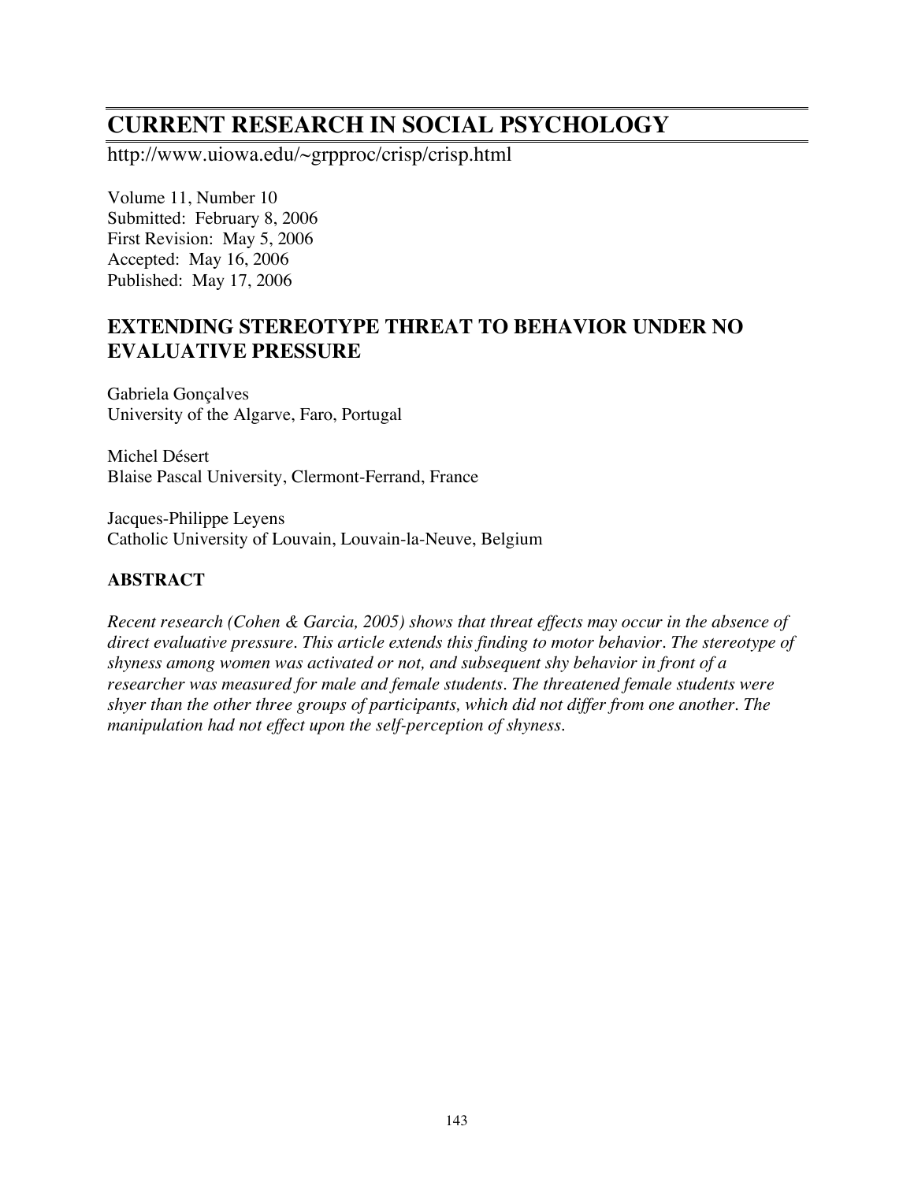# CURRENT RESEARCH IN SOCIAL PSYCHOLOGY

http://www.uiowa.edu/~grpproc/crisp/crisp.html

Volume 11, Number 10
Submitted: February 8, 2006
First Revision: May 5, 2006
Accepted: May 16, 2006
Published: May 17, 2006

## EXTENDING STEREOTYPE THREAT TO BEHAVIOR UNDER NO EVALUATIVE PRESSURE

Gabriela Gonçalves
University of the Algarve, Faro, Portugal

Michel Désert
Blaise Pascal University, Clermont-Ferrand, France

Jacques-Philippe Leyens
Catholic University of Louvain, Louvain-la-Neuve, Belgium

### ABSTRACT

*Recent research (Cohen & Garcia, 2005) shows that threat effects may occur in the absence of direct evaluative pressure. This article extends this finding to motor behavior. The stereotype of shyness among women was activated or not, and subsequent shy behavior in front of a researcher was measured for male and female students. The threatened female students were shyer than the other three groups of participants, which did not differ from one another. The manipulation had not effect upon the self-perception of shyness.*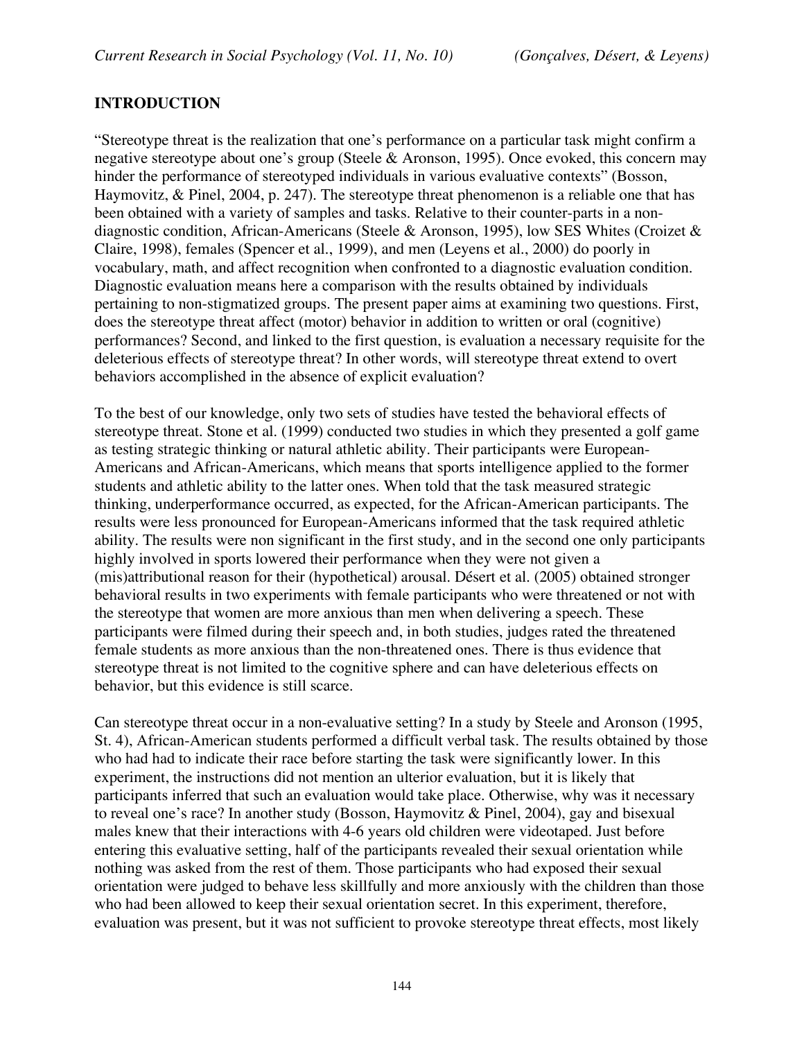## INTRODUCTION

"Stereotype threat is the realization that one's performance on a particular task might confirm a negative stereotype about one's group (Steele & Aronson, 1995). Once evoked, this concern may hinder the performance of stereotyped individuals in various evaluative contexts" (Bosson, Haymovitz, & Pinel, 2004, p. 247). The stereotype threat phenomenon is a reliable one that has been obtained with a variety of samples and tasks. Relative to their counter-parts in a non-diagnostic condition, African-Americans (Steele & Aronson, 1995), low SES Whites (Croizet & Claire, 1998), females (Spencer et al., 1999), and men (Leyens et al., 2000) do poorly in vocabulary, math, and affect recognition when confronted to a diagnostic evaluation condition. Diagnostic evaluation means here a comparison with the results obtained by individuals pertaining to non-stigmatized groups. The present paper aims at examining two questions. First, does the stereotype threat affect (motor) behavior in addition to written or oral (cognitive) performances? Second, and linked to the first question, is evaluation a necessary requisite for the deleterious effects of stereotype threat? In other words, will stereotype threat extend to overt behaviors accomplished in the absence of explicit evaluation?

To the best of our knowledge, only two sets of studies have tested the behavioral effects of stereotype threat. Stone et al. (1999) conducted two studies in which they presented a golf game as testing strategic thinking or natural athletic ability. Their participants were European-Americans and African-Americans, which means that sports intelligence applied to the former students and athletic ability to the latter ones. When told that the task measured strategic thinking, underperformance occurred, as expected, for the African-American participants. The results were less pronounced for European-Americans informed that the task required athletic ability. The results were non significant in the first study, and in the second one only participants highly involved in sports lowered their performance when they were not given a (mis)attributional reason for their (hypothetical) arousal. Désert et al. (2005) obtained stronger behavioral results in two experiments with female participants who were threatened or not with the stereotype that women are more anxious than men when delivering a speech. These participants were filmed during their speech and, in both studies, judges rated the threatened female students as more anxious than the non-threatened ones. There is thus evidence that stereotype threat is not limited to the cognitive sphere and can have deleterious effects on behavior, but this evidence is still scarce.

Can stereotype threat occur in a non-evaluative setting? In a study by Steele and Aronson (1995, St. 4), African-American students performed a difficult verbal task. The results obtained by those who had had to indicate their race before starting the task were significantly lower. In this experiment, the instructions did not mention an ulterior evaluation, but it is likely that participants inferred that such an evaluation would take place. Otherwise, why was it necessary to reveal one's race? In another study (Bosson, Haymovitz & Pinel, 2004), gay and bisexual males knew that their interactions with 4-6 years old children were videotaped. Just before entering this evaluative setting, half of the participants revealed their sexual orientation while nothing was asked from the rest of them. Those participants who had exposed their sexual orientation were judged to behave less skillfully and more anxiously with the children than those who had been allowed to keep their sexual orientation secret. In this experiment, therefore, evaluation was present, but it was not sufficient to provoke stereotype threat effects, most likely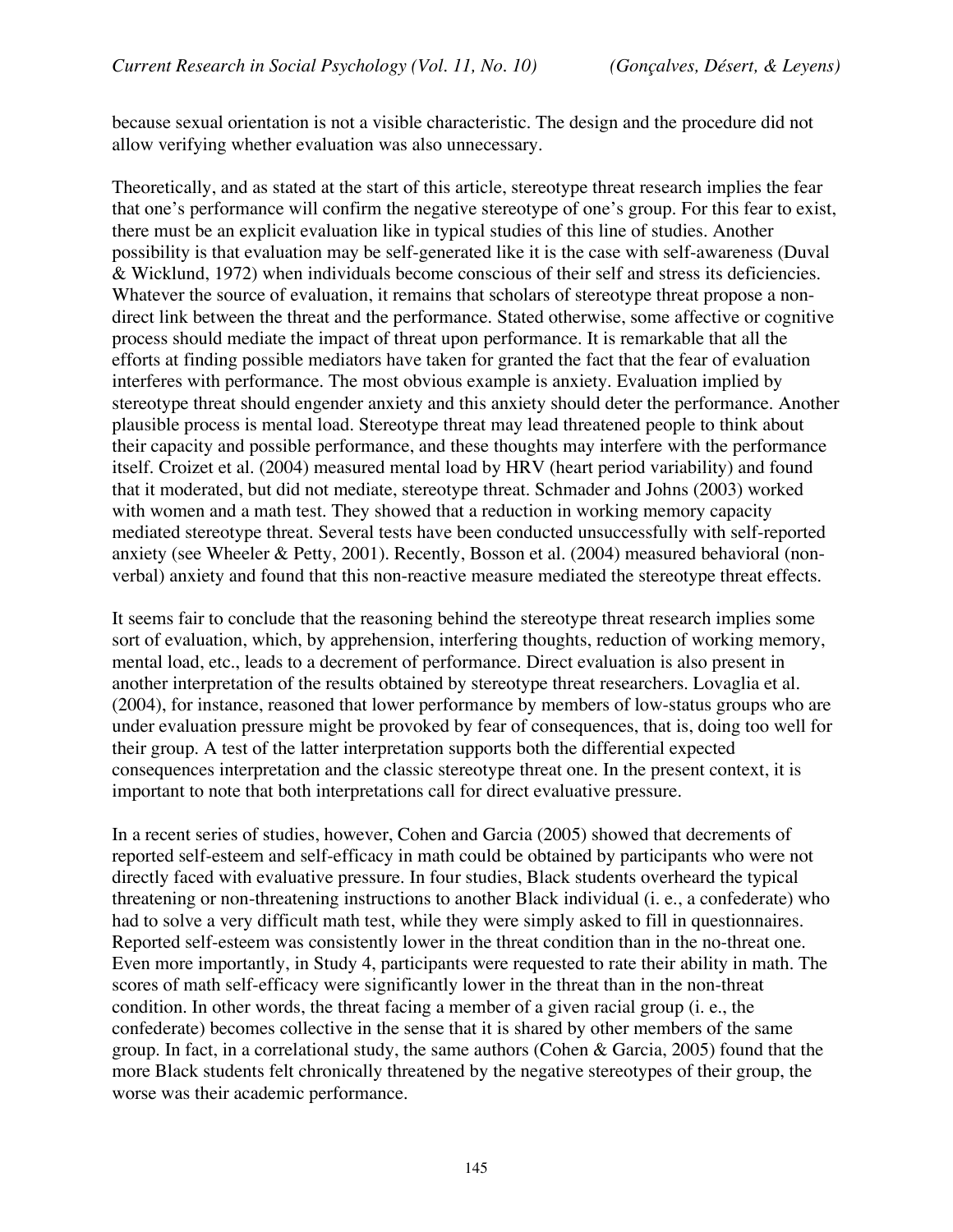because sexual orientation is not a visible characteristic. The design and the procedure did not allow verifying whether evaluation was also unnecessary.

Theoretically, and as stated at the start of this article, stereotype threat research implies the fear that one's performance will confirm the negative stereotype of one's group. For this fear to exist, there must be an explicit evaluation like in typical studies of this line of studies. Another possibility is that evaluation may be self-generated like it is the case with self-awareness (Duval & Wicklund, 1972) when individuals become conscious of their self and stress its deficiencies. Whatever the source of evaluation, it remains that scholars of stereotype threat propose a non-direct link between the threat and the performance. Stated otherwise, some affective or cognitive process should mediate the impact of threat upon performance. It is remarkable that all the efforts at finding possible mediators have taken for granted the fact that the fear of evaluation interferes with performance. The most obvious example is anxiety. Evaluation implied by stereotype threat should engender anxiety and this anxiety should deter the performance. Another plausible process is mental load. Stereotype threat may lead threatened people to think about their capacity and possible performance, and these thoughts may interfere with the performance itself. Croizet et al. (2004) measured mental load by HRV (heart period variability) and found that it moderated, but did not mediate, stereotype threat. Schmader and Johns (2003) worked with women and a math test. They showed that a reduction in working memory capacity mediated stereotype threat. Several tests have been conducted unsuccessfully with self-reported anxiety (see Wheeler & Petty, 2001). Recently, Bosson et al. (2004) measured behavioral (non-verbal) anxiety and found that this non-reactive measure mediated the stereotype threat effects.

It seems fair to conclude that the reasoning behind the stereotype threat research implies some sort of evaluation, which, by apprehension, interfering thoughts, reduction of working memory, mental load, etc., leads to a decrement of performance. Direct evaluation is also present in another interpretation of the results obtained by stereotype threat researchers. Lovaglia et al. (2004), for instance, reasoned that lower performance by members of low-status groups who are under evaluation pressure might be provoked by fear of consequences, that is, doing too well for their group. A test of the latter interpretation supports both the differential expected consequences interpretation and the classic stereotype threat one. In the present context, it is important to note that both interpretations call for direct evaluative pressure.

In a recent series of studies, however, Cohen and Garcia (2005) showed that decrements of reported self-esteem and self-efficacy in math could be obtained by participants who were not directly faced with evaluative pressure. In four studies, Black students overheard the typical threatening or non-threatening instructions to another Black individual (i. e., a confederate) who had to solve a very difficult math test, while they were simply asked to fill in questionnaires. Reported self-esteem was consistently lower in the threat condition than in the no-threat one. Even more importantly, in Study 4, participants were requested to rate their ability in math. The scores of math self-efficacy were significantly lower in the threat than in the non-threat condition. In other words, the threat facing a member of a given racial group (i. e., the confederate) becomes collective in the sense that it is shared by other members of the same group. In fact, in a correlational study, the same authors (Cohen & Garcia, 2005) found that the more Black students felt chronically threatened by the negative stereotypes of their group, the worse was their academic performance.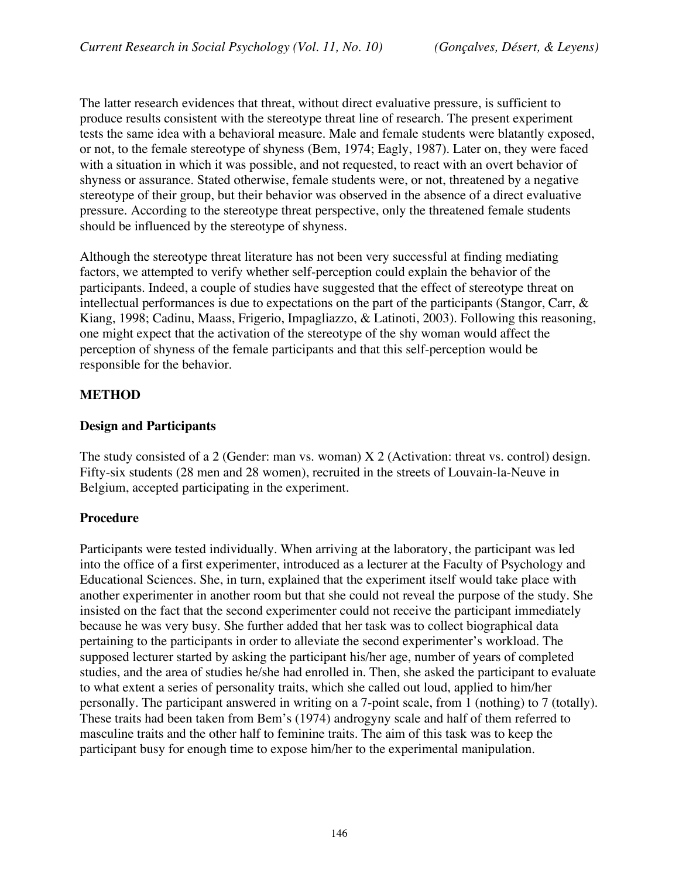The latter research evidences that threat, without direct evaluative pressure, is sufficient to produce results consistent with the stereotype threat line of research. The present experiment tests the same idea with a behavioral measure. Male and female students were blatantly exposed, or not, to the female stereotype of shyness (Bem, 1974; Eagly, 1987). Later on, they were faced with a situation in which it was possible, and not requested, to react with an overt behavior of shyness or assurance. Stated otherwise, female students were, or not, threatened by a negative stereotype of their group, but their behavior was observed in the absence of a direct evaluative pressure. According to the stereotype threat perspective, only the threatened female students should be influenced by the stereotype of shyness.

Although the stereotype threat literature has not been very successful at finding mediating factors, we attempted to verify whether self-perception could explain the behavior of the participants. Indeed, a couple of studies have suggested that the effect of stereotype threat on intellectual performances is due to expectations on the part of the participants (Stangor, Carr, & Kiang, 1998; Cadinu, Maass, Frigerio, Impagliazzo, & Latinoti, 2003). Following this reasoning, one might expect that the activation of the stereotype of the shy woman would affect the perception of shyness of the female participants and that this self-perception would be responsible for the behavior.

## METHOD

### Design and Participants

The study consisted of a 2 (Gender: man vs. woman) X 2 (Activation: threat vs. control) design. Fifty-six students (28 men and 28 women), recruited in the streets of Louvain-la-Neuve in Belgium, accepted participating in the experiment.

### Procedure

Participants were tested individually. When arriving at the laboratory, the participant was led into the office of a first experimenter, introduced as a lecturer at the Faculty of Psychology and Educational Sciences. She, in turn, explained that the experiment itself would take place with another experimenter in another room but that she could not reveal the purpose of the study. She insisted on the fact that the second experimenter could not receive the participant immediately because he was very busy. She further added that her task was to collect biographical data pertaining to the participants in order to alleviate the second experimenter's workload. The supposed lecturer started by asking the participant his/her age, number of years of completed studies, and the area of studies he/she had enrolled in. Then, she asked the participant to evaluate to what extent a series of personality traits, which she called out loud, applied to him/her personally. The participant answered in writing on a 7-point scale, from 1 (nothing) to 7 (totally). These traits had been taken from Bem's (1974) androgyny scale and half of them referred to masculine traits and the other half to feminine traits. The aim of this task was to keep the participant busy for enough time to expose him/her to the experimental manipulation.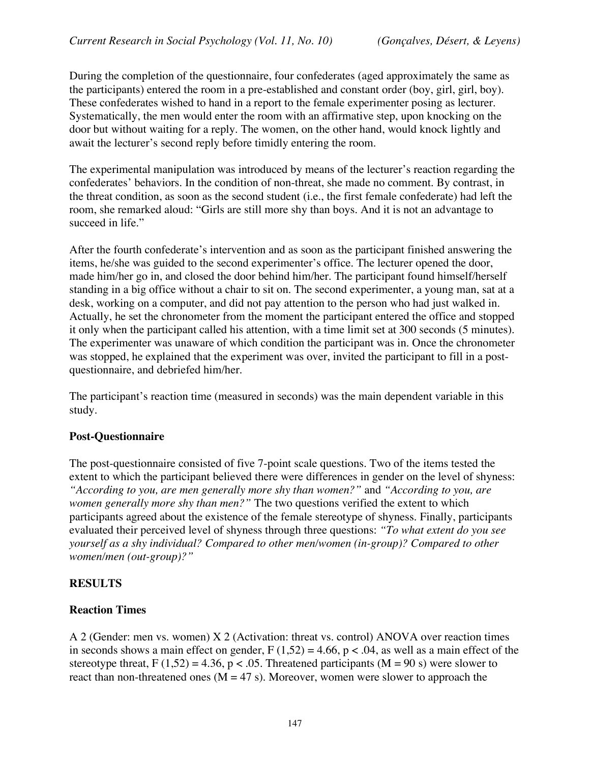During the completion of the questionnaire, four confederates (aged approximately the same as the participants) entered the room in a pre-established and constant order (boy, girl, girl, boy). These confederates wished to hand in a report to the female experimenter posing as lecturer. Systematically, the men would enter the room with an affirmative step, upon knocking on the door but without waiting for a reply. The women, on the other hand, would knock lightly and await the lecturer's second reply before timidly entering the room.

The experimental manipulation was introduced by means of the lecturer's reaction regarding the confederates' behaviors. In the condition of non-threat, she made no comment. By contrast, in the threat condition, as soon as the second student (i.e., the first female confederate) had left the room, she remarked aloud: "Girls are still more shy than boys. And it is not an advantage to succeed in life."

After the fourth confederate's intervention and as soon as the participant finished answering the items, he/she was guided to the second experimenter's office. The lecturer opened the door, made him/her go in, and closed the door behind him/her. The participant found himself/herself standing in a big office without a chair to sit on. The second experimenter, a young man, sat at a desk, working on a computer, and did not pay attention to the person who had just walked in. Actually, he set the chronometer from the moment the participant entered the office and stopped it only when the participant called his attention, with a time limit set at 300 seconds (5 minutes). The experimenter was unaware of which condition the participant was in. Once the chronometer was stopped, he explained that the experiment was over, invited the participant to fill in a post-questionnaire, and debriefed him/her.

The participant's reaction time (measured in seconds) was the main dependent variable in this study.

### Post-Questionnaire

The post-questionnaire consisted of five 7-point scale questions. Two of the items tested the extent to which the participant believed there were differences in gender on the level of shyness: *"According to you, are men generally more shy than women?"* and *"According to you, are women generally more shy than men?"* The two questions verified the extent to which participants agreed about the existence of the female stereotype of shyness. Finally, participants evaluated their perceived level of shyness through three questions: *"To what extent do you see yourself as a shy individual? Compared to other men/women (in-group)? Compared to other women/men (out-group)?"*

## RESULTS

### Reaction Times

A 2 (Gender: men vs. women) X 2 (Activation: threat vs. control) ANOVA over reaction times in seconds shows a main effect on gender, $F(1,52) = 4.66$, $p < .04$, as well as a main effect of the stereotype threat, $F(1,52) = 4.36$, $p < .05$. Threatened participants ($M = 90$ s) were slower to react than non-threatened ones ($M = 47$ s). Moreover, women were slower to approach the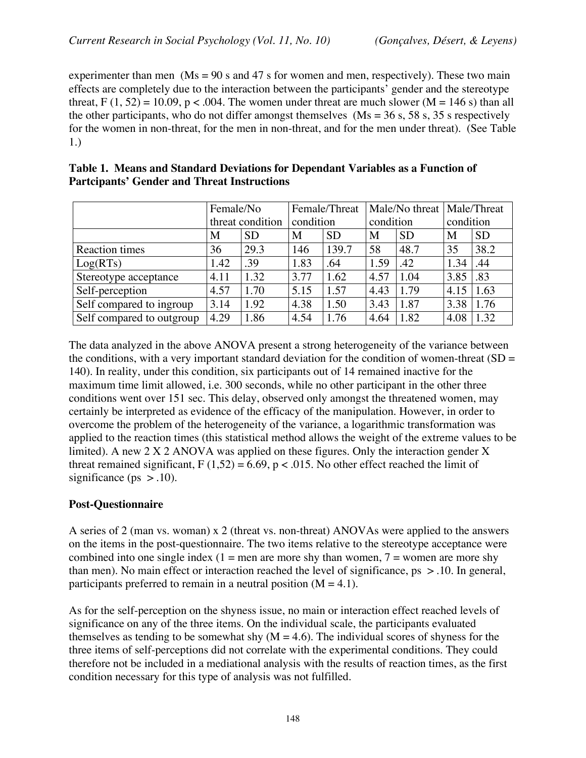experimenter than men ($Ms = 90$ s and 47 s for women and men, respectively). These two main effects are completely due to the interaction between the participants' gender and the stereotype threat, $F(1, 52) = 10.09$, $p < .004$. The women under threat are much slower ($M = 146$ s) than all the other participants, who do not differ amongst themselves ($Ms = 36$ s, 58 s, 35 s respectively for the women in non-threat, for the men in non-threat, and for the men under threat). (See Table 1.)

**Table 1. Means and Standard Deviations for Dependant Variables as a Function of Partcipants' Gender and Threat Instructions**

| | Female/No threat condition | | Female/Threat condition | | Male/No threat condition | | Male/Threat condition | |
|---|---|---|---|---|---|---|---|---|
| | M | SD | M | SD | M | SD | M | SD |
| Reaction times | 36 | 29.3 | 146 | 139.7 | 58 | 48.7 | 35 | 38.2 |
| Log(RTs) | 1.42 | .39 | 1.83 | .64 | 1.59 | .42 | 1.34 | .44 |
| Stereotype acceptance | 4.11 | 1.32 | 3.77 | 1.62 | 4.57 | 1.04 | 3.85 | .83 |
| Self-perception | 4.57 | 1.70 | 5.15 | 1.57 | 4.43 | 1.79 | 4.15 | 1.63 |
| Self compared to ingroup | 3.14 | 1.92 | 4.38 | 1.50 | 3.43 | 1.87 | 3.38 | 1.76 |
| Self compared to outgroup | 4.29 | 1.86 | 4.54 | 1.76 | 4.64 | 1.82 | 4.08 | 1.32 |

The data analyzed in the above ANOVA present a strong heterogeneity of the variance between the conditions, with a very important standard deviation for the condition of women-threat ($SD = 140$). In reality, under this condition, six participants out of 14 remained inactive for the maximum time limit allowed, i.e. 300 seconds, while no other participant in the other three conditions went over 151 sec. This delay, observed only amongst the threatened women, may certainly be interpreted as evidence of the efficacy of the manipulation. However, in order to overcome the problem of the heterogeneity of the variance, a logarithmic transformation was applied to the reaction times (this statistical method allows the weight of the extreme values to be limited). A new 2 X 2 ANOVA was applied on these figures. Only the interaction gender X threat remained significant, $F(1,52) = 6.69$, $p < .015$. No other effect reached the limit of significance ($ps > .10$).

## Post-Questionnaire

A series of 2 (man vs. woman) x 2 (threat vs. non-threat) ANOVAs were applied to the answers on the items in the post-questionnaire. The two items relative to the stereotype acceptance were combined into one single index (1 = men are more shy than women, 7 = women are more shy than men). No main effect or interaction reached the level of significance, $ps > .10$. In general, participants preferred to remain in a neutral position ($M = 4.1$).

As for the self-perception on the shyness issue, no main or interaction effect reached levels of significance on any of the three items. On the individual scale, the participants evaluated themselves as tending to be somewhat shy ($M = 4.6$). The individual scores of shyness for the three items of self-perceptions did not correlate with the experimental conditions. They could therefore not be included in a mediational analysis with the results of reaction times, as the first condition necessary for this type of analysis was not fulfilled.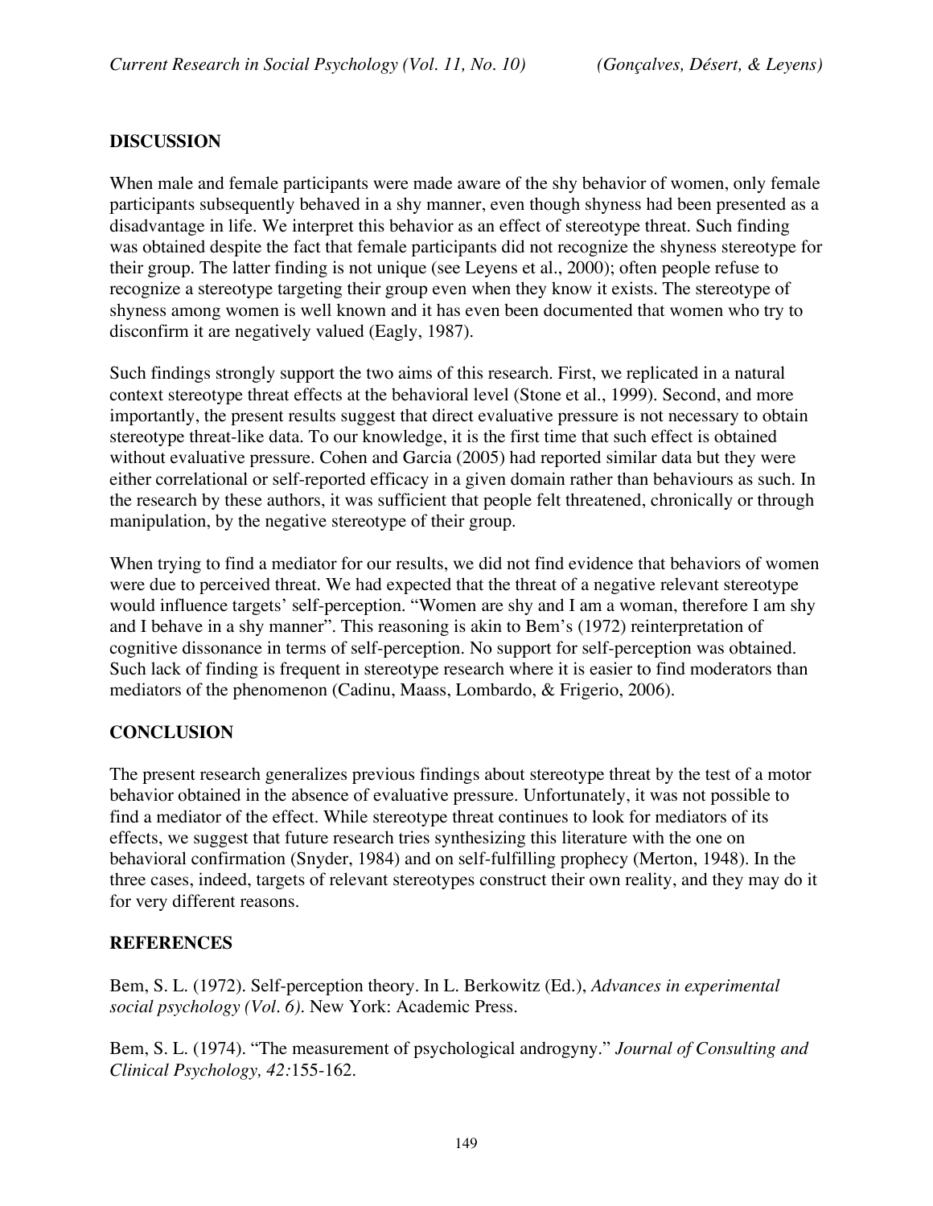## DISCUSSION

When male and female participants were made aware of the shy behavior of women, only female participants subsequently behaved in a shy manner, even though shyness had been presented as a disadvantage in life. We interpret this behavior as an effect of stereotype threat. Such finding was obtained despite the fact that female participants did not recognize the shyness stereotype for their group. The latter finding is not unique (see Leyens et al., 2000); often people refuse to recognize a stereotype targeting their group even when they know it exists. The stereotype of shyness among women is well known and it has even been documented that women who try to disconfirm it are negatively valued (Eagly, 1987).

Such findings strongly support the two aims of this research. First, we replicated in a natural context stereotype threat effects at the behavioral level (Stone et al., 1999). Second, and more importantly, the present results suggest that direct evaluative pressure is not necessary to obtain stereotype threat-like data. To our knowledge, it is the first time that such effect is obtained without evaluative pressure. Cohen and Garcia (2005) had reported similar data but they were either correlational or self-reported efficacy in a given domain rather than behaviours as such. In the research by these authors, it was sufficient that people felt threatened, chronically or through manipulation, by the negative stereotype of their group.

When trying to find a mediator for our results, we did not find evidence that behaviors of women were due to perceived threat. We had expected that the threat of a negative relevant stereotype would influence targets' self-perception. "Women are shy and I am a woman, therefore I am shy and I behave in a shy manner". This reasoning is akin to Bem's (1972) reinterpretation of cognitive dissonance in terms of self-perception. No support for self-perception was obtained. Such lack of finding is frequent in stereotype research where it is easier to find moderators than mediators of the phenomenon (Cadinu, Maass, Lombardo, & Frigerio, 2006).

## CONCLUSION

The present research generalizes previous findings about stereotype threat by the test of a motor behavior obtained in the absence of evaluative pressure. Unfortunately, it was not possible to find a mediator of the effect. While stereotype threat continues to look for mediators of its effects, we suggest that future research tries synthesizing this literature with the one on behavioral confirmation (Snyder, 1984) and on self-fulfilling prophecy (Merton, 1948). In the three cases, indeed, targets of relevant stereotypes construct their own reality, and they may do it for very different reasons.

## REFERENCES

Bem, S. L. (1972). Self-perception theory. In L. Berkowitz (Ed.), *Advances in experimental social psychology (Vol. 6)*. New York: Academic Press.

Bem, S. L. (1974). "The measurement of psychological androgyny." *Journal of Consulting and Clinical Psychology, 42:*155-162.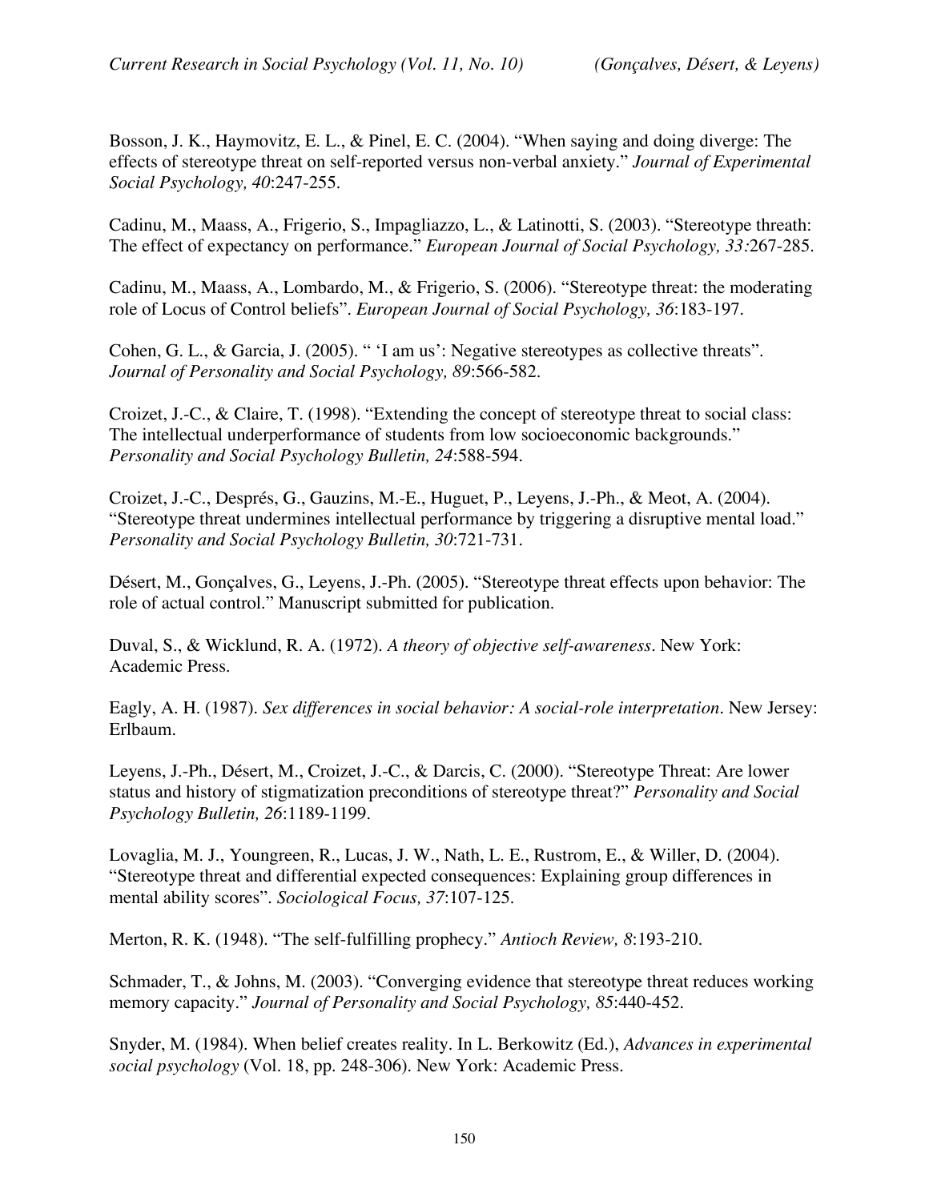Bosson, J. K., Haymovitz, E. L., & Pinel, E. C. (2004). "When saying and doing diverge: The effects of stereotype threat on self-reported versus non-verbal anxiety." *Journal of Experimental Social Psychology, 40*:247-255.

Cadinu, M., Maass, A., Frigerio, S., Impagliazzo, L., & Latinotti, S. (2003). "Stereotype threath: The effect of expectancy on performance." *European Journal of Social Psychology, 33:*267-285.

Cadinu, M., Maass, A., Lombardo, M., & Frigerio, S. (2006). "Stereotype threat: the moderating role of Locus of Control beliefs". *European Journal of Social Psychology, 36*:183-197.

Cohen, G. L., & Garcia, J. (2005). " 'I am us': Negative stereotypes as collective threats". *Journal of Personality and Social Psychology, 89*:566-582.

Croizet, J.-C., & Claire, T. (1998). "Extending the concept of stereotype threat to social class: The intellectual underperformance of students from low socioeconomic backgrounds." *Personality and Social Psychology Bulletin, 24*:588-594.

Croizet, J.-C., Després, G., Gauzins, M.-E., Huguet, P., Leyens, J.-Ph., & Meot, A. (2004). "Stereotype threat undermines intellectual performance by triggering a disruptive mental load." *Personality and Social Psychology Bulletin, 30*:721-731.

Désert, M., Gonçalves, G., Leyens, J.-Ph. (2005). "Stereotype threat effects upon behavior: The role of actual control." Manuscript submitted for publication.

Duval, S., & Wicklund, R. A. (1972). *A theory of objective self-awareness*. New York: Academic Press.

Eagly, A. H. (1987). *Sex differences in social behavior: A social-role interpretation*. New Jersey: Erlbaum.

Leyens, J.-Ph., Désert, M., Croizet, J.-C., & Darcis, C. (2000). "Stereotype Threat: Are lower status and history of stigmatization preconditions of stereotype threat?" *Personality and Social Psychology Bulletin, 26*:1189-1199.

Lovaglia, M. J., Youngreen, R., Lucas, J. W., Nath, L. E., Rustrom, E., & Willer, D. (2004). "Stereotype threat and differential expected consequences: Explaining group differences in mental ability scores". *Sociological Focus, 37*:107-125.

Merton, R. K. (1948). "The self-fulfilling prophecy." *Antioch Review, 8*:193-210.

Schmader, T., & Johns, M. (2003). "Converging evidence that stereotype threat reduces working memory capacity." *Journal of Personality and Social Psychology, 85*:440-452.

Snyder, M. (1984). When belief creates reality. In L. Berkowitz (Ed.), *Advances in experimental social psychology* (Vol. 18, pp. 248-306). New York: Academic Press.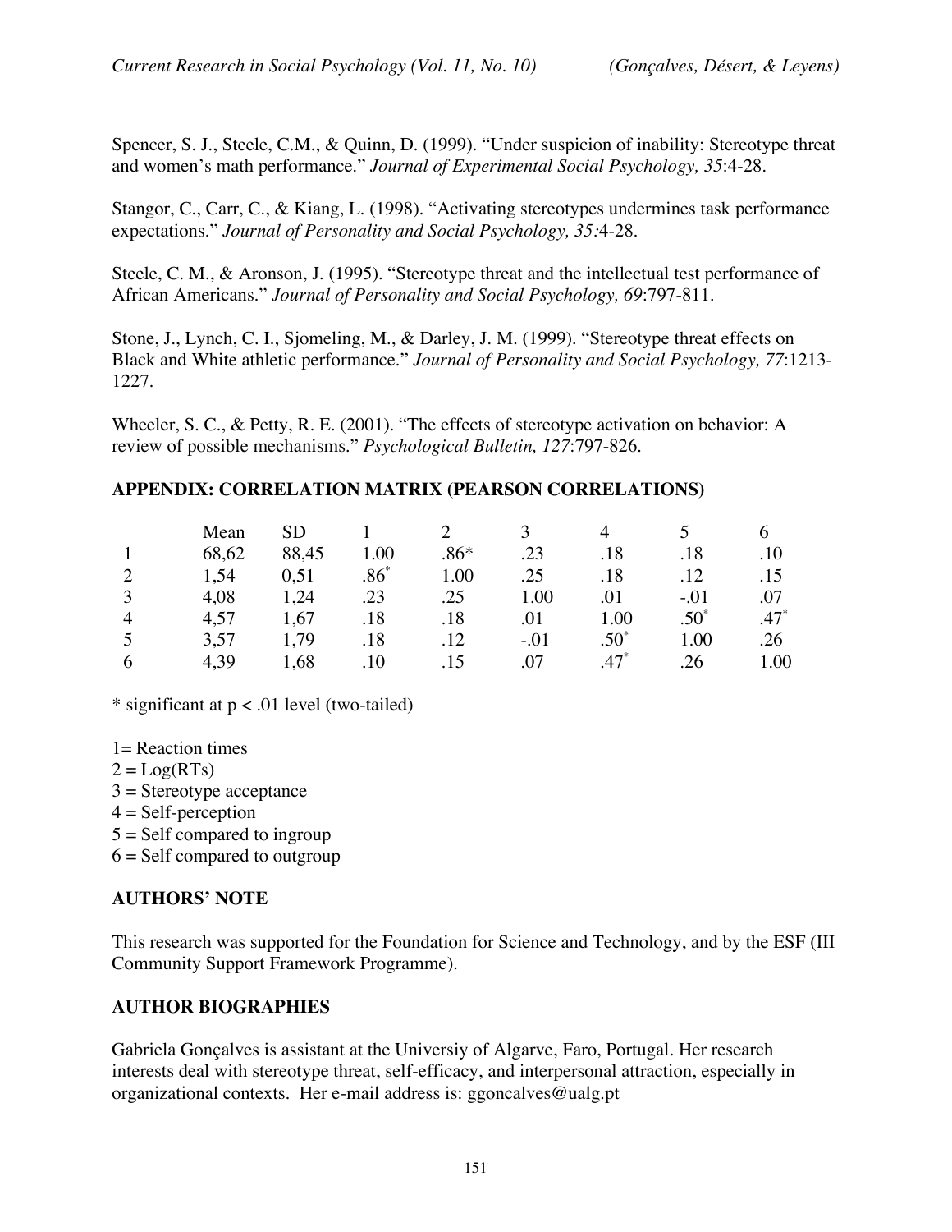Spencer, S. J., Steele, C.M., & Quinn, D. (1999). "Under suspicion of inability: Stereotype threat and women's math performance." *Journal of Experimental Social Psychology, 35*:4-28.

Stangor, C., Carr, C., & Kiang, L. (1998). "Activating stereotypes undermines task performance expectations." *Journal of Personality and Social Psychology, 35:*4-28.

Steele, C. M., & Aronson, J. (1995). "Stereotype threat and the intellectual test performance of African Americans." *Journal of Personality and Social Psychology, 69*:797-811.

Stone, J., Lynch, C. I., Sjomeling, M., & Darley, J. M. (1999). "Stereotype threat effects on Black and White athletic performance." *Journal of Personality and Social Psychology, 77*:1213-1227.

Wheeler, S. C., & Petty, R. E. (2001). "The effects of stereotype activation on behavior: A review of possible mechanisms." *Psychological Bulletin, 127*:797-826.

## APPENDIX: CORRELATION MATRIX (PEARSON CORRELATIONS)

| | Mean | SD | 1 | 2 | 3 | 4 | 5 | 6 |
|---|---|---|---|---|---|---|---|---|
| 1 | 68,62 | 88,45 | 1.00 | .86* | .23 | .18 | .18 | .10 |
| 2 | 1,54 | 0,51 | .86* | 1.00 | .25 | .18 | .12 | .15 |
| 3 | 4,08 | 1,24 | .23 | .25 | 1.00 | .01 | -.01 | .07 |
| 4 | 4,57 | 1,67 | .18 | .18 | .01 | 1.00 | .50* | .47* |
| 5 | 3,57 | 1,79 | .18 | .12 | -.01 | .50* | 1.00 | .26 |
| 6 | 4,39 | 1,68 | .10 | .15 | .07 | .47* | .26 | 1.00 |

\* significant at $p < .01$ level (two-tailed)

1= Reaction times  
2 = Log(RTs)  
3 = Stereotype acceptance  
4 = Self-perception  
5 = Self compared to ingroup  
6 = Self compared to outgroup

## AUTHORS' NOTE

This research was supported for the Foundation for Science and Technology, and by the ESF (III Community Support Framework Programme).

## AUTHOR BIOGRAPHIES

Gabriela Gonçalves is assistant at the Universiy of Algarve, Faro, Portugal. Her research interests deal with stereotype threat, self-efficacy, and interpersonal attraction, especially in organizational contexts. Her e-mail address is: ggoncalves@ualg.pt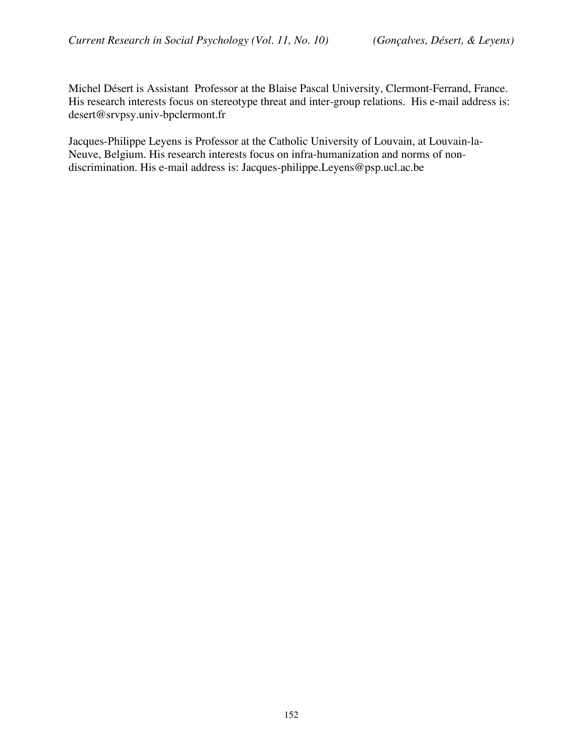Michel Désert is Assistant Professor at the Blaise Pascal University, Clermont-Ferrand, France. His research interests focus on stereotype threat and inter-group relations. His e-mail address is: desert@srvpsy.univ-bpclermont.fr

Jacques-Philippe Leyens is Professor at the Catholic University of Louvain, at Louvain-la-Neuve, Belgium. His research interests focus on infra-humanization and norms of non-discrimination. His e-mail address is: Jacques-philippe.Leyens@psp.ucl.ac.be